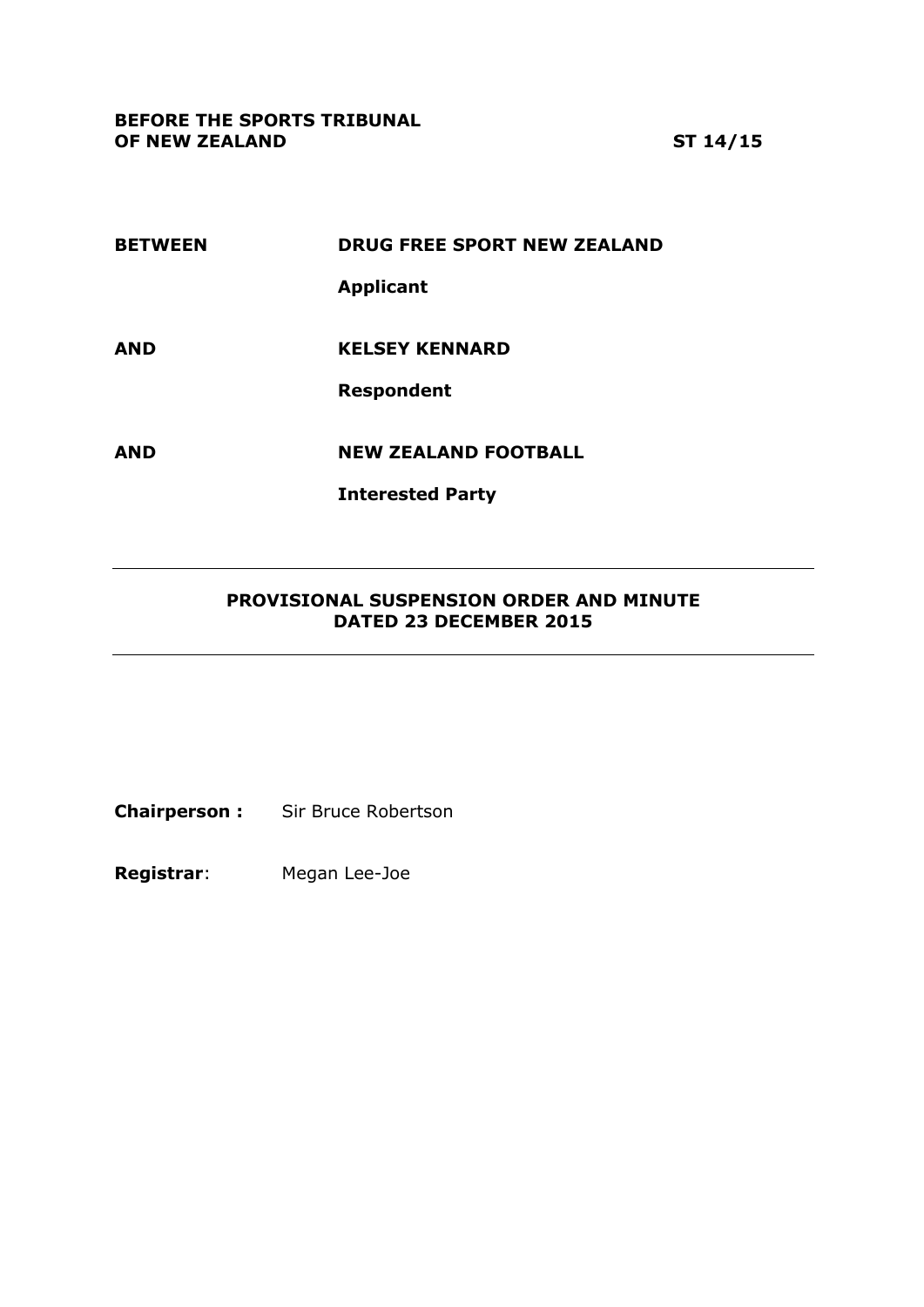**BEFORE THE SPORTS TRIBUNAL OF NEW ZEALAND** **ST 14/15**

| | |
|---|---|
| **BETWEEN** | **DRUG FREE SPORT NEW ZEALAND** |
| | **Applicant** |
| **AND** | **KELSEY KENNARD** |
| | **Respondent** |
| **AND** | **NEW ZEALAND FOOTBALL** |
| | **Interested Party** |

---

## PROVISIONAL SUSPENSION ORDER AND MINUTE DATED 23 DECEMBER 2015

---

**Chairperson :** Sir Bruce Robertson

**Registrar**: Megan Lee-Joe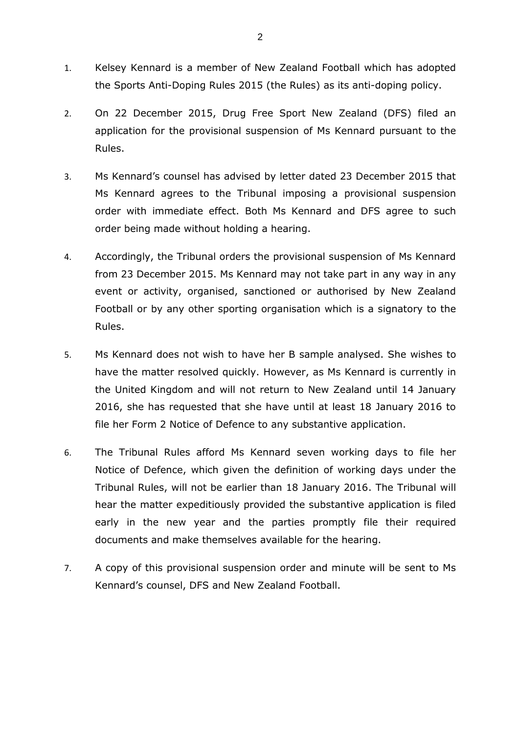1. Kelsey Kennard is a member of New Zealand Football which has adopted the Sports Anti-Doping Rules 2015 (the Rules) as its anti-doping policy.

2. On 22 December 2015, Drug Free Sport New Zealand (DFS) filed an application for the provisional suspension of Ms Kennard pursuant to the Rules.

3. Ms Kennard's counsel has advised by letter dated 23 December 2015 that Ms Kennard agrees to the Tribunal imposing a provisional suspension order with immediate effect. Both Ms Kennard and DFS agree to such order being made without holding a hearing.

4. Accordingly, the Tribunal orders the provisional suspension of Ms Kennard from 23 December 2015. Ms Kennard may not take part in any way in any event or activity, organised, sanctioned or authorised by New Zealand Football or by any other sporting organisation which is a signatory to the Rules.

5. Ms Kennard does not wish to have her B sample analysed. She wishes to have the matter resolved quickly. However, as Ms Kennard is currently in the United Kingdom and will not return to New Zealand until 14 January 2016, she has requested that she have until at least 18 January 2016 to file her Form 2 Notice of Defence to any substantive application.

6. The Tribunal Rules afford Ms Kennard seven working days to file her Notice of Defence, which given the definition of working days under the Tribunal Rules, will not be earlier than 18 January 2016. The Tribunal will hear the matter expeditiously provided the substantive application is filed early in the new year and the parties promptly file their required documents and make themselves available for the hearing.

7. A copy of this provisional suspension order and minute will be sent to Ms Kennard's counsel, DFS and New Zealand Football.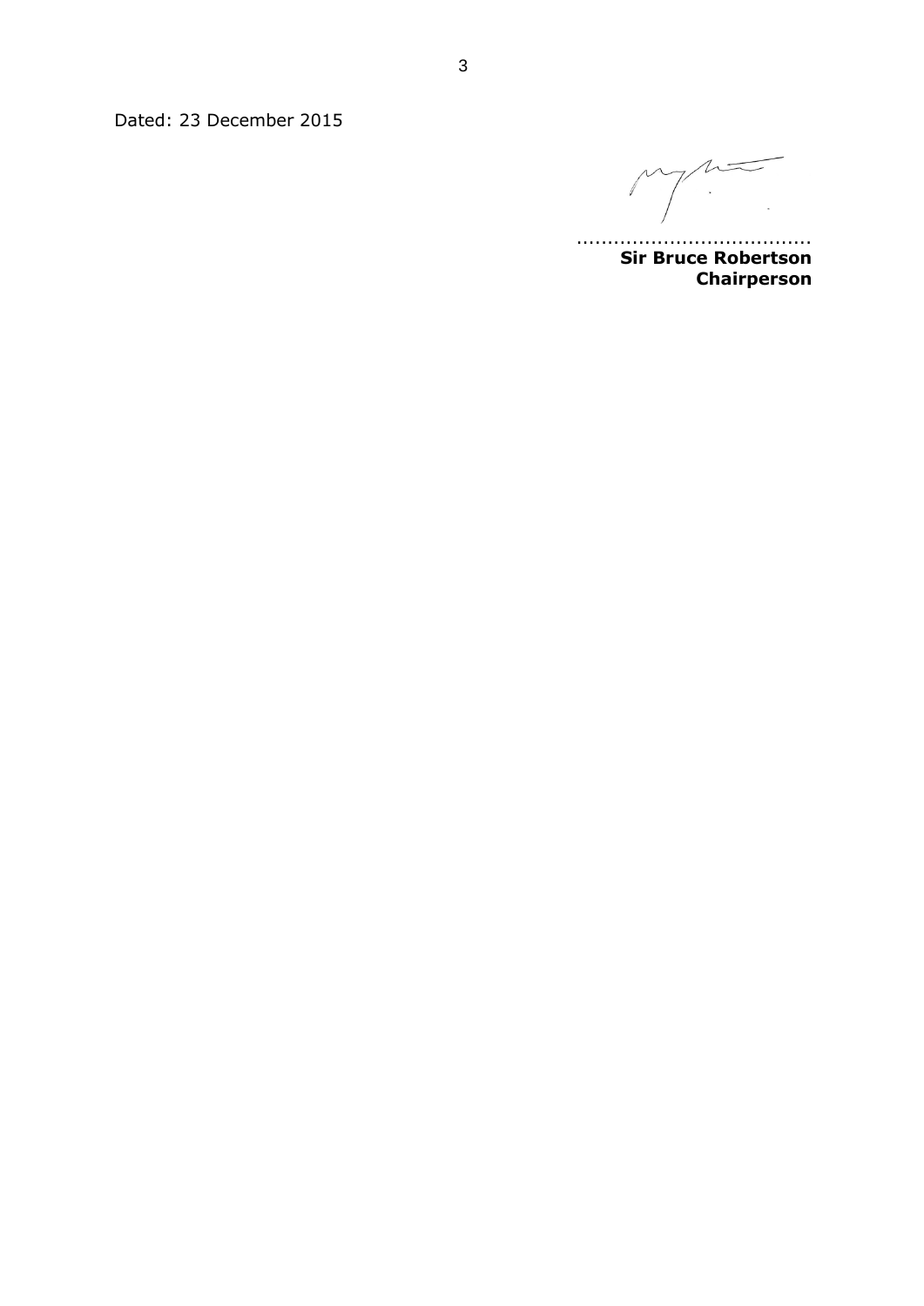Dated: 23 December 2015

......................................
**Sir Bruce Robertson**
**Chairperson**